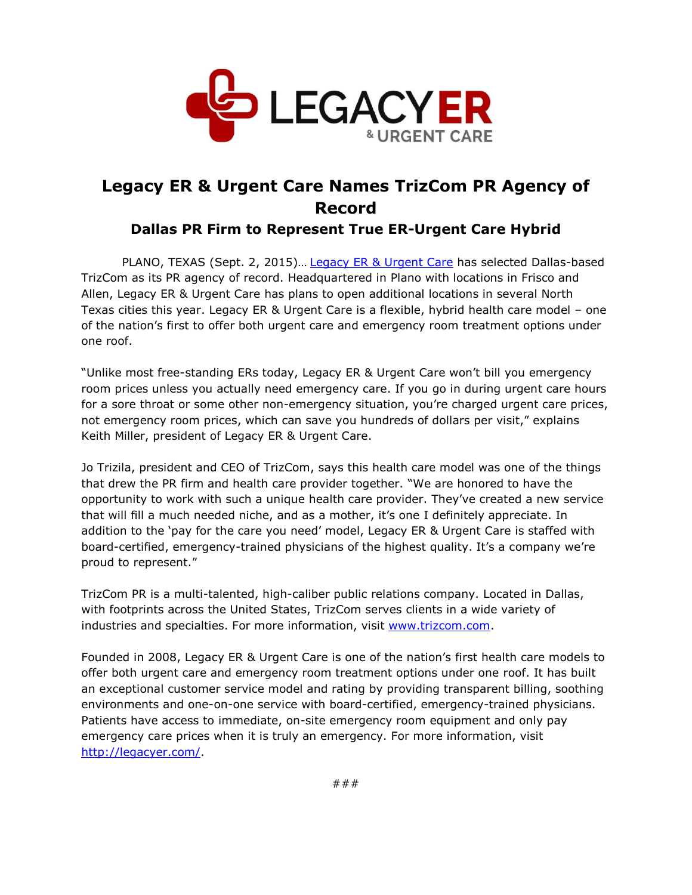# Legacy ER & Urgent Care Names TrizCom PR Agency of Record

## Dallas PR Firm to Represent True ER-Urgent Care Hybrid

PLANO, TEXAS (Sept. 2, 2015)… [Legacy ER & Urgent Care](http://legacyer.com/) has selected Dallas-based TrizCom as its PR agency of record. Headquartered in Plano with locations in Frisco and Allen, Legacy ER & Urgent Care has plans to open additional locations in several North Texas cities this year. Legacy ER & Urgent Care is a flexible, hybrid health care model – one of the nation's first to offer both urgent care and emergency room treatment options under one roof.

"Unlike most free-standing ERs today, Legacy ER & Urgent Care won't bill you emergency room prices unless you actually need emergency care. If you go in during urgent care hours for a sore throat or some other non-emergency situation, you're charged urgent care prices, not emergency room prices, which can save you hundreds of dollars per visit," explains Keith Miller, president of Legacy ER & Urgent Care.

Jo Trizila, president and CEO of TrizCom, says this health care model was one of the things that drew the PR firm and health care provider together. "We are honored to have the opportunity to work with such a unique health care provider. They've created a new service that will fill a much needed niche, and as a mother, it's one I definitely appreciate. In addition to the 'pay for the care you need' model, Legacy ER & Urgent Care is staffed with board-certified, emergency-trained physicians of the highest quality. It's a company we're proud to represent."

TrizCom PR is a multi-talented, high-caliber public relations company. Located in Dallas, with footprints across the United States, TrizCom serves clients in a wide variety of industries and specialties. For more information, visit [www.trizcom.com](http://www.trizcom.com).

Founded in 2008, Legacy ER & Urgent Care is one of the nation's first health care models to offer both urgent care and emergency room treatment options under one roof. It has built an exceptional customer service model and rating by providing transparent billing, soothing environments and one-on-one service with board-certified, emergency-trained physicians. Patients have access to immediate, on-site emergency room equipment and only pay emergency care prices when it is truly an emergency. For more information, visit [http://legacyer.com/](http://legacyer.com/).

###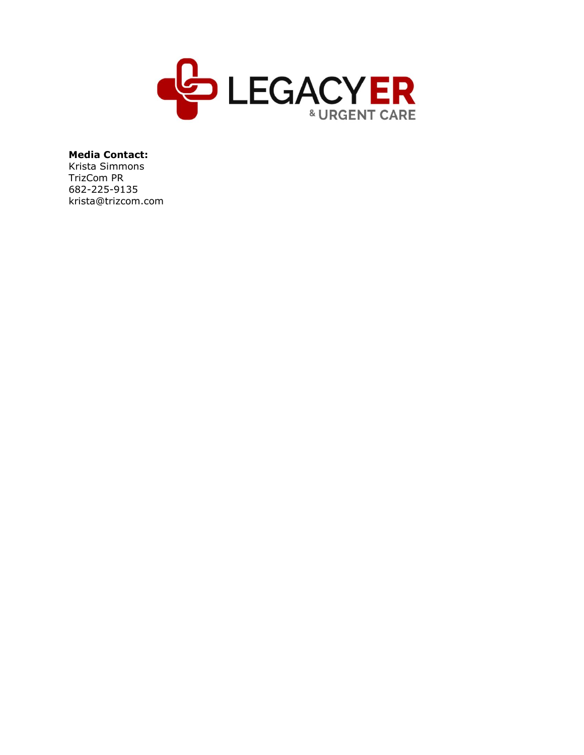LEGACY ER & URGENT CARE

**Media Contact:**
Krista Simmons
TrizCom PR
682-225-9135
krista@trizcom.com